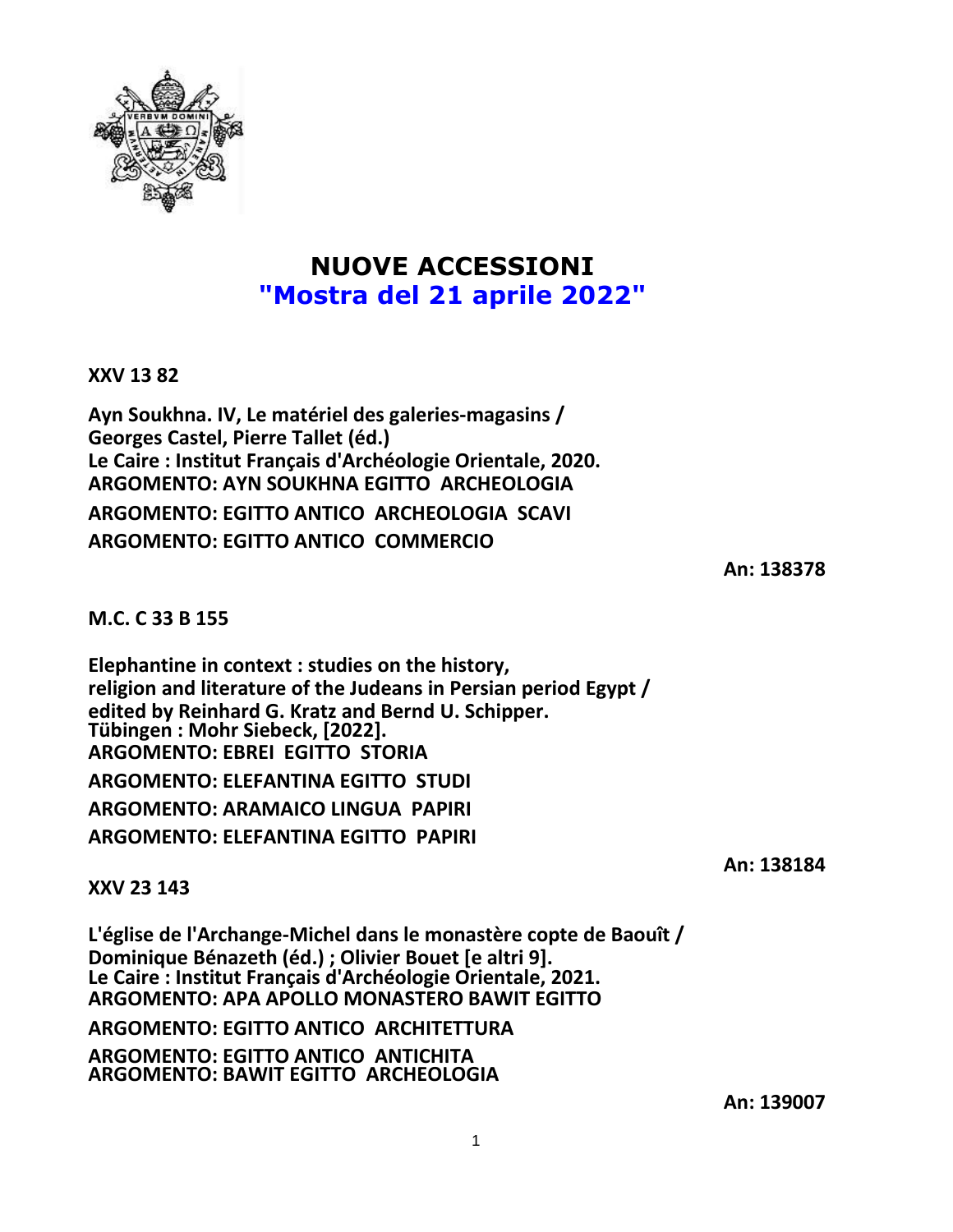# NUOVE ACCESSIONI
## "Mostra del 21 aprile 2022"

**XXV 13 82**

**Ayn Soukhna. IV, Le matériel des galeries-magasins /**
**Georges Castel, Pierre Tallet (éd.)**
**Le Caire : Institut Français d'Archéologie Orientale, 2020.**
**ARGOMENTO: AYN SOUKHNA EGITTO ARCHEOLOGIA**
**ARGOMENTO: EGITTO ANTICO ARCHEOLOGIA SCAVI**
**ARGOMENTO: EGITTO ANTICO COMMERCIO**

**An: 138378**

**M.C. C 33 B 155**

**Elephantine in context : studies on the history,**
**religion and literature of the Judeans in Persian period Egypt /**
**edited by Reinhard G. Kratz and Bernd U. Schipper.**
**Tübingen : Mohr Siebeck, [2022].**
**ARGOMENTO: EBREI EGITTO STORIA**
**ARGOMENTO: ELEFANTINA EGITTO STUDI**
**ARGOMENTO: ARAMAICO LINGUA PAPIRI**
**ARGOMENTO: ELEFANTINA EGITTO PAPIRI**

**An: 138184**

**XXV 23 143**

**L'église de l'Archange-Michel dans le monastère copte de Baouît /**
**Dominique Bénazeth (éd.) ; Olivier Bouet [e altri 9].**
**Le Caire : Institut Français d'Archéologie Orientale, 2021.**
**ARGOMENTO: APA APOLLO MONASTERO BAWIT EGITTO**
**ARGOMENTO: EGITTO ANTICO ARCHITETTURA**
**ARGOMENTO: EGITTO ANTICO ANTICHITA**
**ARGOMENTO: BAWIT EGITTO ARCHEOLOGIA**

**An: 139007**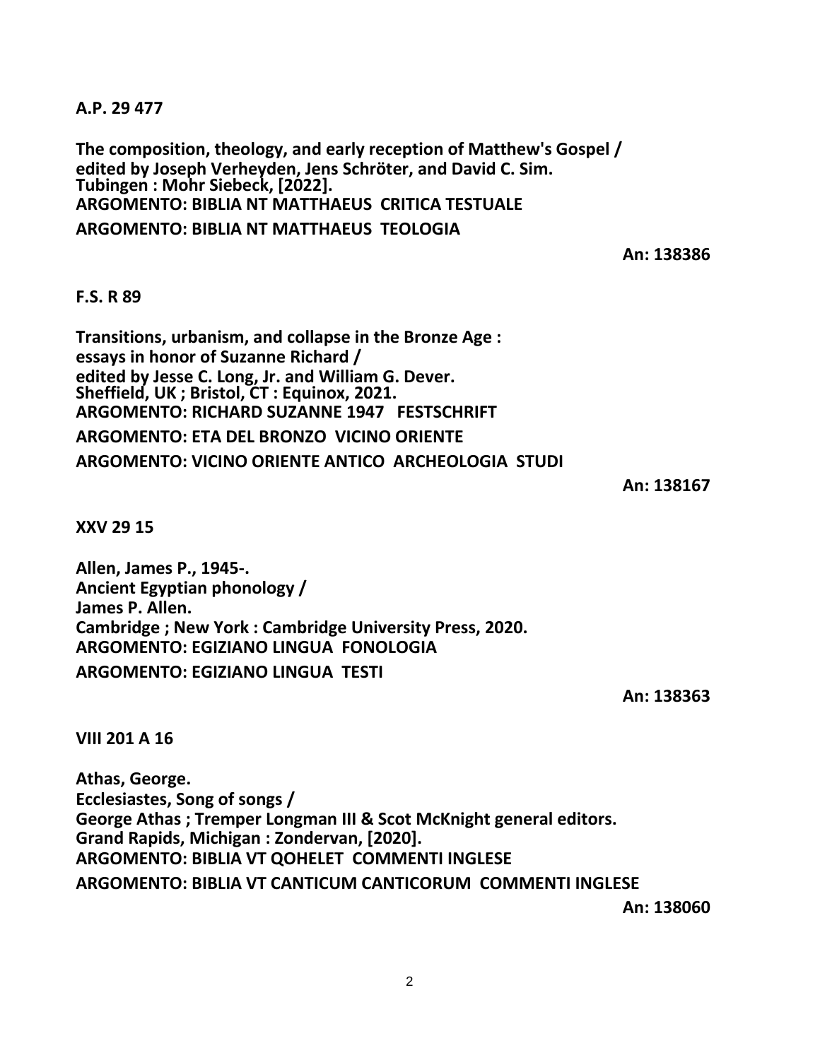**A.P. 29 477**

**The composition, theology, and early reception of Matthew's Gospel /**
**edited by Joseph Verheyden, Jens Schröter, and David C. Sim.**
**Tubingen : Mohr Siebeck, [2022].**
**ARGOMENTO: BIBLIA NT MATTHAEUS CRITICA TESTUALE**
**ARGOMENTO: BIBLIA NT MATTHAEUS TEOLOGIA**

**An: 138386**

**F.S. R 89**

**Transitions, urbanism, and collapse in the Bronze Age :**
**essays in honor of Suzanne Richard /**
**edited by Jesse C. Long, Jr. and William G. Dever.**
**Sheffield, UK ; Bristol, CT : Equinox, 2021.**
**ARGOMENTO: RICHARD SUZANNE 1947 FESTSCHRIFT**
**ARGOMENTO: ETA DEL BRONZO VICINO ORIENTE**
**ARGOMENTO: VICINO ORIENTE ANTICO ARCHEOLOGIA STUDI**

**An: 138167**

**XXV 29 15**

**Allen, James P., 1945-.**
**Ancient Egyptian phonology /**
**James P. Allen.**
**Cambridge ; New York : Cambridge University Press, 2020.**
**ARGOMENTO: EGIZIANO LINGUA FONOLOGIA**
**ARGOMENTO: EGIZIANO LINGUA TESTI**

**An: 138363**

**VIII 201 A 16**

**Athas, George.**
**Ecclesiastes, Song of songs /**
**George Athas ; Tremper Longman III & Scot McKnight general editors.**
**Grand Rapids, Michigan : Zondervan, [2020].**
**ARGOMENTO: BIBLIA VT QOHELET COMMENTI INGLESE**
**ARGOMENTO: BIBLIA VT CANTICUM CANTICORUM COMMENTI INGLESE**

**An: 138060**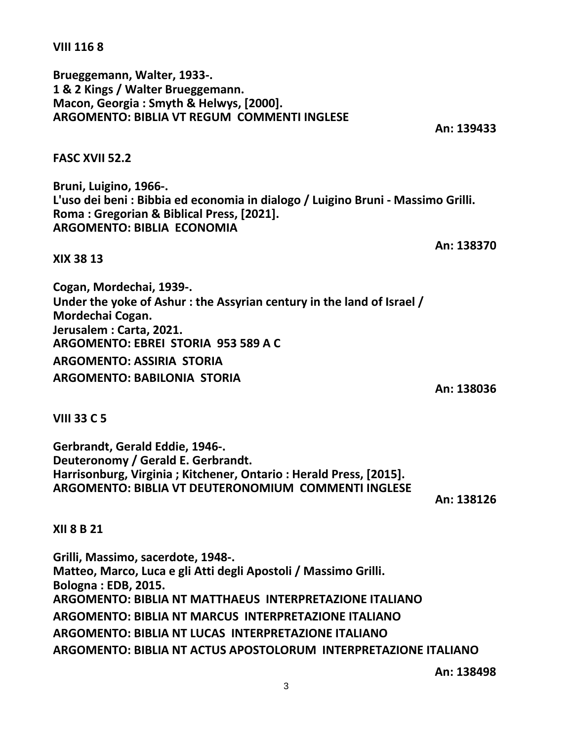**VIII 116 8**

**Brueggemann, Walter, 1933-.**
**1 & 2 Kings / Walter Brueggemann.**
**Macon, Georgia : Smyth & Helwys, [2000].**
**ARGOMENTO: BIBLIA VT REGUM COMMENTI INGLESE**

**An: 139433**

**FASC XVII 52.2**

**Bruni, Luigino, 1966-.**
**L'uso dei beni : Bibbia ed economia in dialogo / Luigino Bruni - Massimo Grilli.**
**Roma : Gregorian & Biblical Press, [2021].**
**ARGOMENTO: BIBLIA ECONOMIA**

**An: 138370**

**XIX 38 13**

**Cogan, Mordechai, 1939-.**
**Under the yoke of Ashur : the Assyrian century in the land of Israel / Mordechai Cogan.**
**Jerusalem : Carta, 2021.**
**ARGOMENTO: EBREI STORIA 953 589 A C**
**ARGOMENTO: ASSIRIA STORIA**
**ARGOMENTO: BABILONIA STORIA**

**An: 138036**

**VIII 33 C 5**

**Gerbrandt, Gerald Eddie, 1946-.**
**Deuteronomy / Gerald E. Gerbrandt.**
**Harrisonburg, Virginia ; Kitchener, Ontario : Herald Press, [2015].**
**ARGOMENTO: BIBLIA VT DEUTERONOMIUM COMMENTI INGLESE**

**An: 138126**

**XII 8 B 21**

**Grilli, Massimo, sacerdote, 1948-.**
**Matteo, Marco, Luca e gli Atti degli Apostoli / Massimo Grilli.**
**Bologna : EDB, 2015.**
**ARGOMENTO: BIBLIA NT MATTHAEUS INTERPRETAZIONE ITALIANO**
**ARGOMENTO: BIBLIA NT MARCUS INTERPRETAZIONE ITALIANO**
**ARGOMENTO: BIBLIA NT LUCAS INTERPRETAZIONE ITALIANO**
**ARGOMENTO: BIBLIA NT ACTUS APOSTOLORUM INTERPRETAZIONE ITALIANO**

**An: 138498**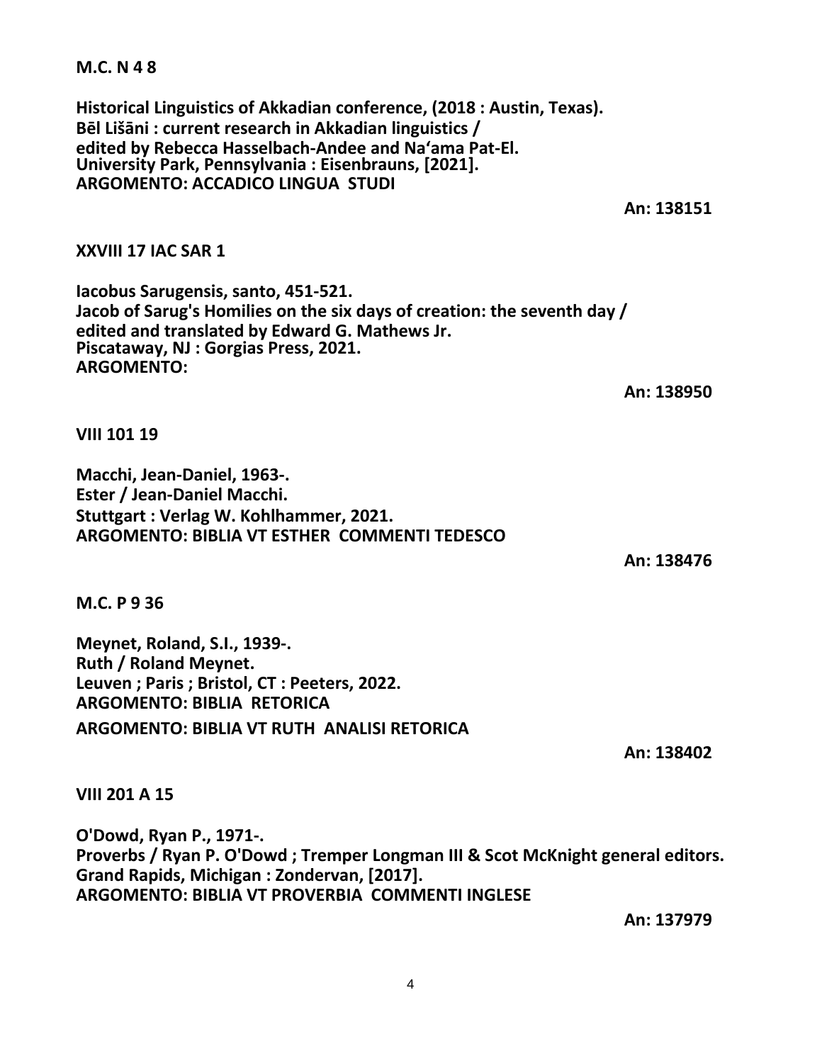**M.C. N 4 8**

**Historical Linguistics of Akkadian conference, (2018 : Austin, Texas).**
**Bēl Lišāni : current research in Akkadian linguistics /**
**edited by Rebecca Hasselbach-Andee and Na'ama Pat-El.**
**University Park, Pennsylvania : Eisenbrauns, [2021].**
**ARGOMENTO: ACCADICO LINGUA STUDI**

**An: 138151**

**XXVIII 17 IAC SAR 1**

**Iacobus Sarugensis, santo, 451-521.**
**Jacob of Sarug's Homilies on the six days of creation: the seventh day /**
**edited and translated by Edward G. Mathews Jr.**
**Piscataway, NJ : Gorgias Press, 2021.**
**ARGOMENTO:**

**An: 138950**

**VIII 101 19**

**Macchi, Jean-Daniel, 1963-.**
**Ester / Jean-Daniel Macchi.**
**Stuttgart : Verlag W. Kohlhammer, 2021.**
**ARGOMENTO: BIBLIA VT ESTHER COMMENTI TEDESCO**

**An: 138476**

**M.C. P 9 36**

**Meynet, Roland, S.I., 1939-.**
**Ruth / Roland Meynet.**
**Leuven ; Paris ; Bristol, CT : Peeters, 2022.**
**ARGOMENTO: BIBLIA RETORICA**
**ARGOMENTO: BIBLIA VT RUTH ANALISI RETORICA**

**An: 138402**

**VIII 201 A 15**

**O'Dowd, Ryan P., 1971-.**
**Proverbs / Ryan P. O'Dowd ; Tremper Longman III & Scot McKnight general editors.**
**Grand Rapids, Michigan : Zondervan, [2017].**
**ARGOMENTO: BIBLIA VT PROVERBIA COMMENTI INGLESE**

**An: 137979**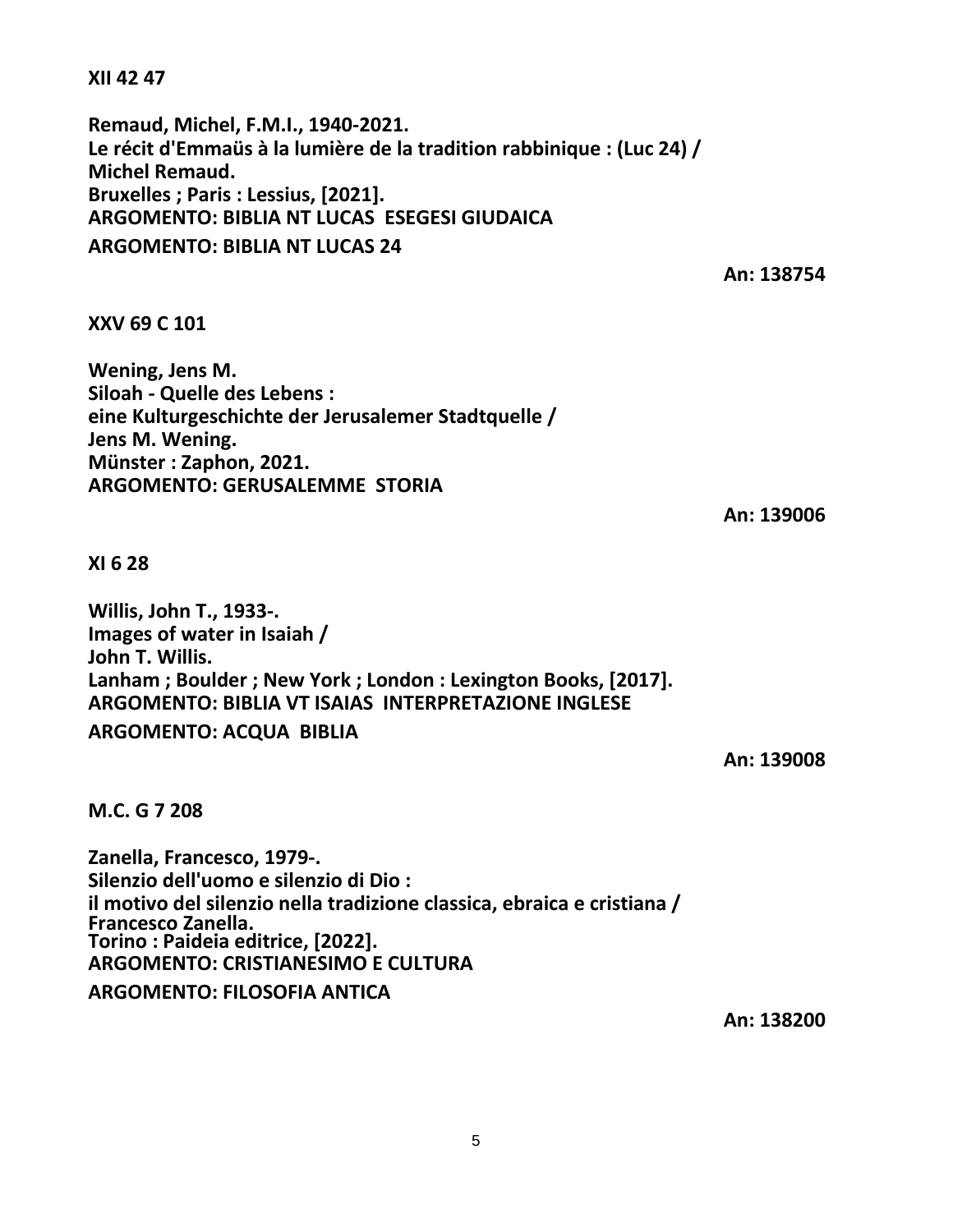**XII 42 47**

**Remaud, Michel, F.M.I., 1940-2021.**
**Le récit d'Emmaüs à la lumière de la tradition rabbinique : (Luc 24) /**
**Michel Remaud.**
**Bruxelles ; Paris : Lessius, [2021].**
**ARGOMENTO: BIBLIA NT LUCAS ESEGESI GIUDAICA**
**ARGOMENTO: BIBLIA NT LUCAS 24**

**An: 138754**

**XXV 69 C 101**

**Wening, Jens M.**
**Siloah - Quelle des Lebens :**
**eine Kulturgeschichte der Jerusalemer Stadtquelle /**
**Jens M. Wening.**
**Münster : Zaphon, 2021.**
**ARGOMENTO: GERUSALEMME STORIA**

**An: 139006**

**XI 6 28**

**Willis, John T., 1933-.**
**Images of water in Isaiah /**
**John T. Willis.**
**Lanham ; Boulder ; New York ; London : Lexington Books, [2017].**
**ARGOMENTO: BIBLIA VT ISAIAS INTERPRETAZIONE INGLESE**
**ARGOMENTO: ACQUA BIBLIA**

**An: 139008**

**M.C. G 7 208**

**Zanella, Francesco, 1979-.**
**Silenzio dell'uomo e silenzio di Dio :**
**il motivo del silenzio nella tradizione classica, ebraica e cristiana /**
**Francesco Zanella.**
**Torino : Paideia editrice, [2022].**
**ARGOMENTO: CRISTIANESIMO E CULTURA**
**ARGOMENTO: FILOSOFIA ANTICA**

**An: 138200**